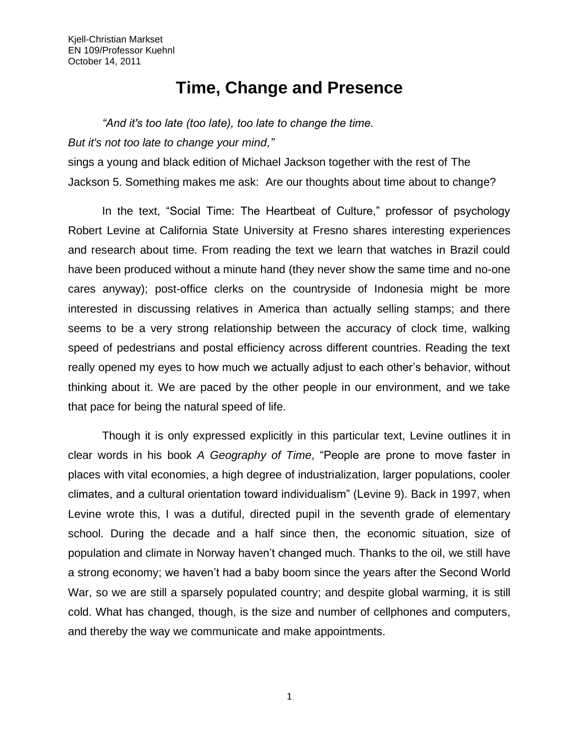Kjell-Christian Markset
EN 109/Professor Kuehnl
October 14, 2011

# Time, Change and Presence

*"And it's too late (too late), too late to change the time.*
*But it's not too late to change your mind,"*
sings a young and black edition of Michael Jackson together with the rest of The Jackson 5. Something makes me ask: Are our thoughts about time about to change?

In the text, "Social Time: The Heartbeat of Culture," professor of psychology Robert Levine at California State University at Fresno shares interesting experiences and research about time. From reading the text we learn that watches in Brazil could have been produced without a minute hand (they never show the same time and no-one cares anyway); post-office clerks on the countryside of Indonesia might be more interested in discussing relatives in America than actually selling stamps; and there seems to be a very strong relationship between the accuracy of clock time, walking speed of pedestrians and postal efficiency across different countries. Reading the text really opened my eyes to how much we actually adjust to each other's behavior, without thinking about it. We are paced by the other people in our environment, and we take that pace for being the natural speed of life.

Though it is only expressed explicitly in this particular text, Levine outlines it in clear words in his book *A Geography of Time*, "People are prone to move faster in places with vital economies, a high degree of industrialization, larger populations, cooler climates, and a cultural orientation toward individualism" (Levine 9). Back in 1997, when Levine wrote this, I was a dutiful, directed pupil in the seventh grade of elementary school. During the decade and a half since then, the economic situation, size of population and climate in Norway haven't changed much. Thanks to the oil, we still have a strong economy; we haven't had a baby boom since the years after the Second World War, so we are still a sparsely populated country; and despite global warming, it is still cold. What has changed, though, is the size and number of cellphones and computers, and thereby the way we communicate and make appointments.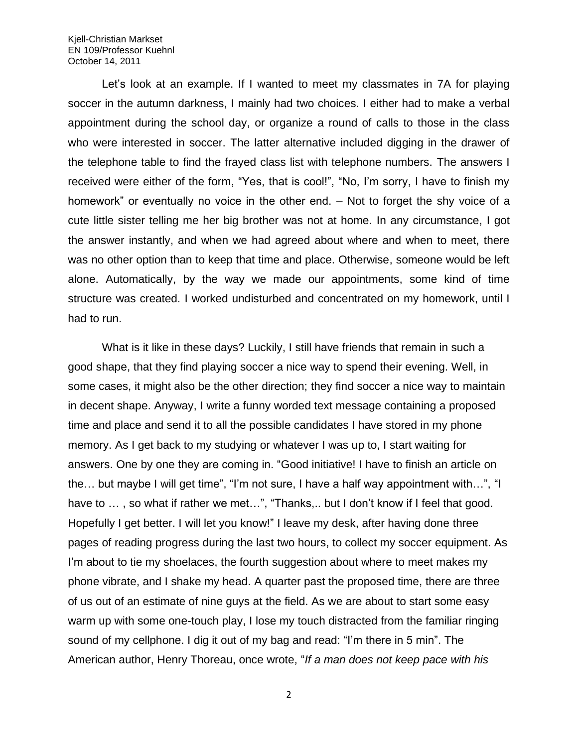Let's look at an example. If I wanted to meet my classmates in 7A for playing soccer in the autumn darkness, I mainly had two choices. I either had to make a verbal appointment during the school day, or organize a round of calls to those in the class who were interested in soccer. The latter alternative included digging in the drawer of the telephone table to find the frayed class list with telephone numbers. The answers I received were either of the form, "Yes, that is cool!", "No, I'm sorry, I have to finish my homework" or eventually no voice in the other end. – Not to forget the shy voice of a cute little sister telling me her big brother was not at home. In any circumstance, I got the answer instantly, and when we had agreed about where and when to meet, there was no other option than to keep that time and place. Otherwise, someone would be left alone. Automatically, by the way we made our appointments, some kind of time structure was created. I worked undisturbed and concentrated on my homework, until I had to run.

What is it like in these days? Luckily, I still have friends that remain in such a good shape, that they find playing soccer a nice way to spend their evening. Well, in some cases, it might also be the other direction; they find soccer a nice way to maintain in decent shape. Anyway, I write a funny worded text message containing a proposed time and place and send it to all the possible candidates I have stored in my phone memory. As I get back to my studying or whatever I was up to, I start waiting for answers. One by one they are coming in. "Good initiative! I have to finish an article on the… but maybe I will get time", "I'm not sure, I have a half way appointment with…", "I have to … , so what if rather we met…", "Thanks,.. but I don't know if I feel that good. Hopefully I get better. I will let you know!" I leave my desk, after having done three pages of reading progress during the last two hours, to collect my soccer equipment. As I'm about to tie my shoelaces, the fourth suggestion about where to meet makes my phone vibrate, and I shake my head. A quarter past the proposed time, there are three of us out of an estimate of nine guys at the field. As we are about to start some easy warm up with some one-touch play, I lose my touch distracted from the familiar ringing sound of my cellphone. I dig it out of my bag and read: "I'm there in 5 min". The American author, Henry Thoreau, once wrote, "*If a man does not keep pace with his*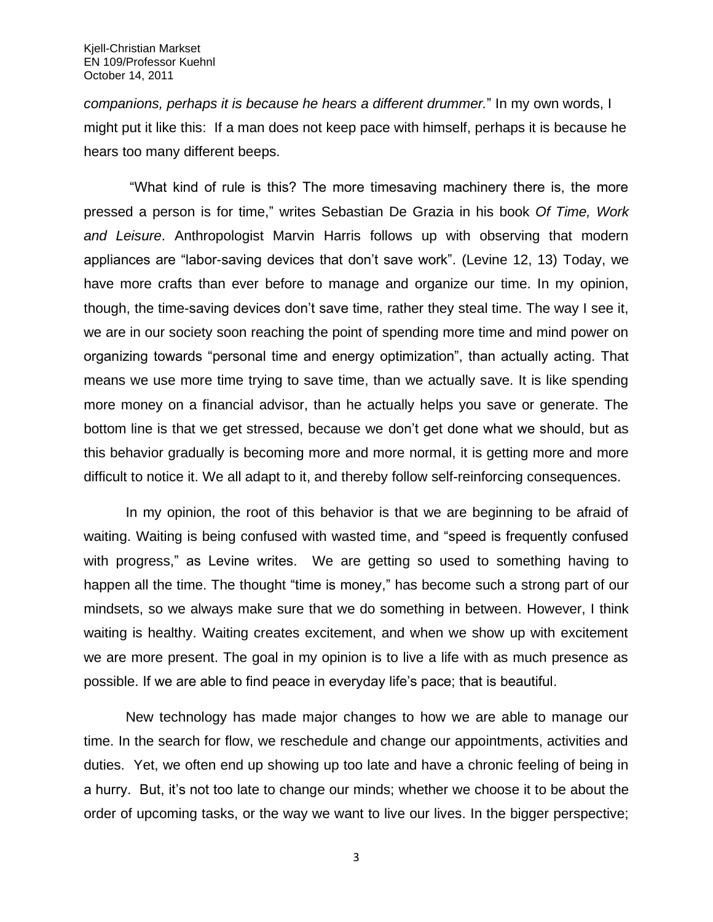*companions, perhaps it is because he hears a different drummer.*" In my own words, I might put it like this: If a man does not keep pace with himself, perhaps it is because he hears too many different beeps.

"What kind of rule is this? The more timesaving machinery there is, the more pressed a person is for time," writes Sebastian De Grazia in his book *Of Time, Work and Leisure*. Anthropologist Marvin Harris follows up with observing that modern appliances are "labor-saving devices that don't save work". (Levine 12, 13) Today, we have more crafts than ever before to manage and organize our time. In my opinion, though, the time-saving devices don't save time, rather they steal time. The way I see it, we are in our society soon reaching the point of spending more time and mind power on organizing towards "personal time and energy optimization", than actually acting. That means we use more time trying to save time, than we actually save. It is like spending more money on a financial advisor, than he actually helps you save or generate. The bottom line is that we get stressed, because we don't get done what we should, but as this behavior gradually is becoming more and more normal, it is getting more and more difficult to notice it. We all adapt to it, and thereby follow self-reinforcing consequences.

In my opinion, the root of this behavior is that we are beginning to be afraid of waiting. Waiting is being confused with wasted time, and "speed is frequently confused with progress," as Levine writes. We are getting so used to something having to happen all the time. The thought "time is money," has become such a strong part of our mindsets, so we always make sure that we do something in between. However, I think waiting is healthy. Waiting creates excitement, and when we show up with excitement we are more present. The goal in my opinion is to live a life with as much presence as possible. If we are able to find peace in everyday life's pace; that is beautiful.

New technology has made major changes to how we are able to manage our time. In the search for flow, we reschedule and change our appointments, activities and duties. Yet, we often end up showing up too late and have a chronic feeling of being in a hurry. But, it's not too late to change our minds; whether we choose it to be about the order of upcoming tasks, or the way we want to live our lives. In the bigger perspective;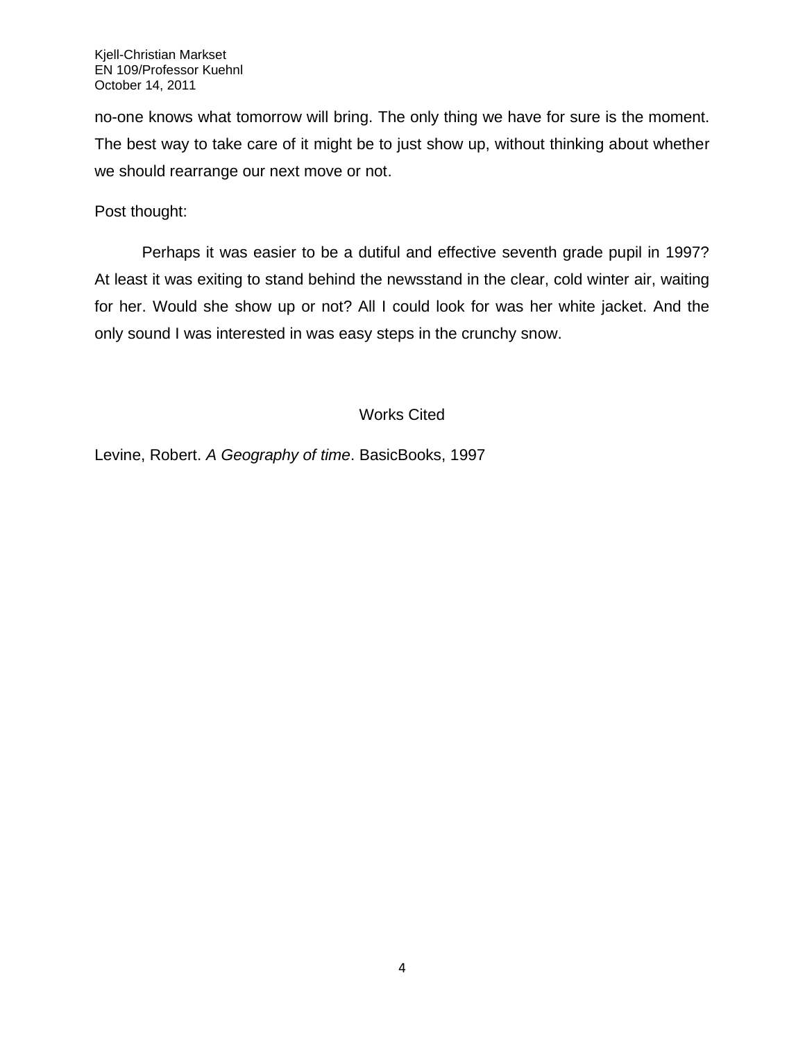no-one knows what tomorrow will bring. The only thing we have for sure is the moment. The best way to take care of it might be to just show up, without thinking about whether we should rearrange our next move or not.

Post thought:

Perhaps it was easier to be a dutiful and effective seventh grade pupil in 1997? At least it was exiting to stand behind the newsstand in the clear, cold winter air, waiting for her. Would she show up or not? All I could look for was her white jacket. And the only sound I was interested in was easy steps in the crunchy snow.

## Works Cited

Levine, Robert. *A Geography of time*. BasicBooks, 1997